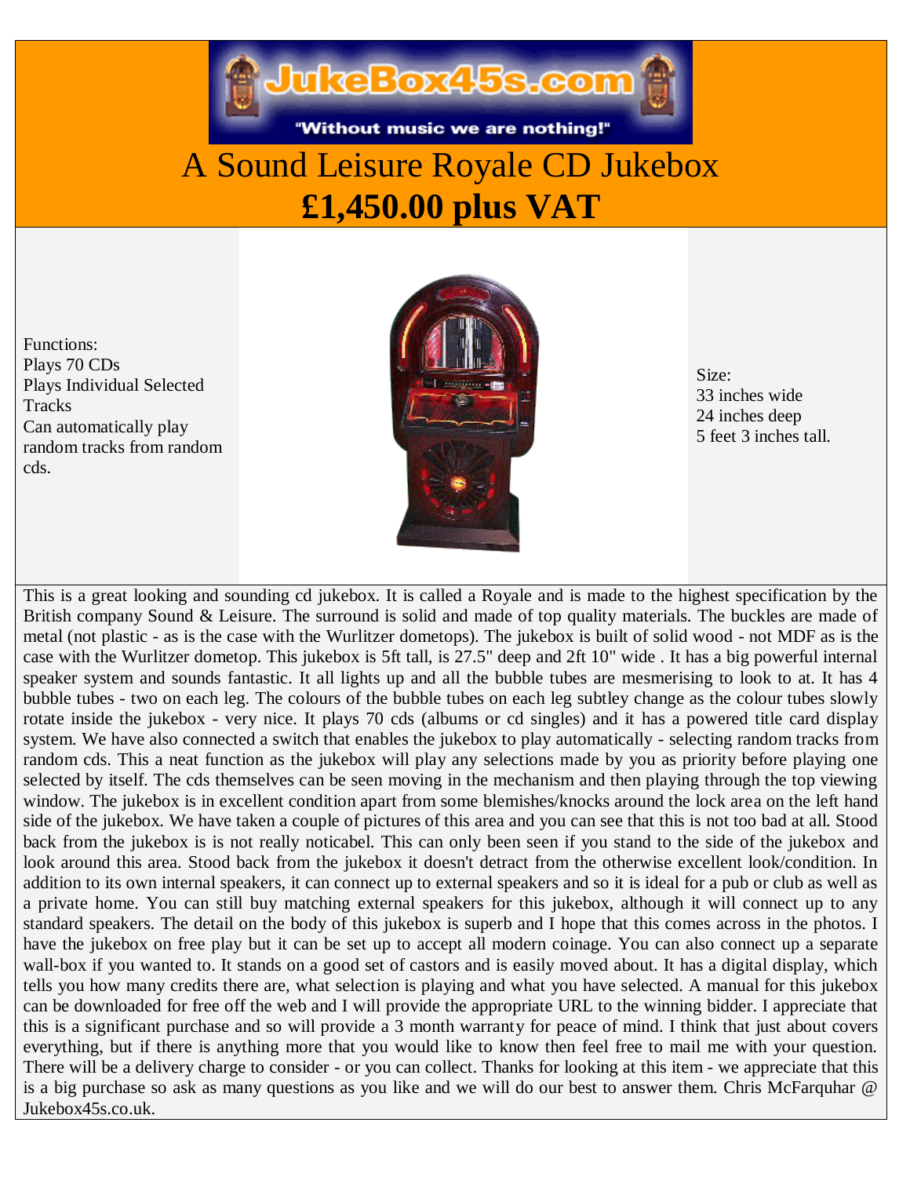"Without music we are nothing!"

# A Sound Leisure Royale CD Jukebox

# £1,450.00 plus VAT

Functions:
Plays 70 CDs
Plays Individual Selected Tracks
Can automatically play random tracks from random cds.

Size:
33 inches wide
24 inches deep
5 feet 3 inches tall.

This is a great looking and sounding cd jukebox. It is called a Royale and is made to the highest specification by the British company Sound & Leisure. The surround is solid and made of top quality materials. The buckles are made of metal (not plastic - as is the case with the Wurlitzer dometops). The jukebox is built of solid wood - not MDF as is the case with the Wurlitzer dometop. This jukebox is 5ft tall, is 27.5" deep and 2ft 10" wide . It has a big powerful internal speaker system and sounds fantastic. It all lights up and all the bubble tubes are mesmerising to look to at. It has 4 bubble tubes - two on each leg. The colours of the bubble tubes on each leg subtley change as the colour tubes slowly rotate inside the jukebox - very nice. It plays 70 cds (albums or cd singles) and it has a powered title card display system. We have also connected a switch that enables the jukebox to play automatically - selecting random tracks from random cds. This a neat function as the jukebox will play any selections made by you as priority before playing one selected by itself. The cds themselves can be seen moving in the mechanism and then playing through the top viewing window. The jukebox is in excellent condition apart from some blemishes/knocks around the lock area on the left hand side of the jukebox. We have taken a couple of pictures of this area and you can see that this is not too bad at all. Stood back from the jukebox is is not really noticabel. This can only been seen if you stand to the side of the jukebox and look around this area. Stood back from the jukebox it doesn't detract from the otherwise excellent look/condition. In addition to its own internal speakers, it can connect up to external speakers and so it is ideal for a pub or club as well as a private home. You can still buy matching external speakers for this jukebox, although it will connect up to any standard speakers. The detail on the body of this jukebox is superb and I hope that this comes across in the photos. I have the jukebox on free play but it can be set up to accept all modern coinage. You can also connect up a separate wall-box if you wanted to. It stands on a good set of castors and is easily moved about. It has a digital display, which tells you how many credits there are, what selection is playing and what you have selected. A manual for this jukebox can be downloaded for free off the web and I will provide the appropriate URL to the winning bidder. I appreciate that this is a significant purchase and so will provide a 3 month warranty for peace of mind. I think that just about covers everything, but if there is anything more that you would like to know then feel free to mail me with your question. There will be a delivery charge to consider - or you can collect. Thanks for looking at this item - we appreciate that this is a big purchase so ask as many questions as you like and we will do our best to answer them. Chris McFarquhar @ Jukebox45s.co.uk.